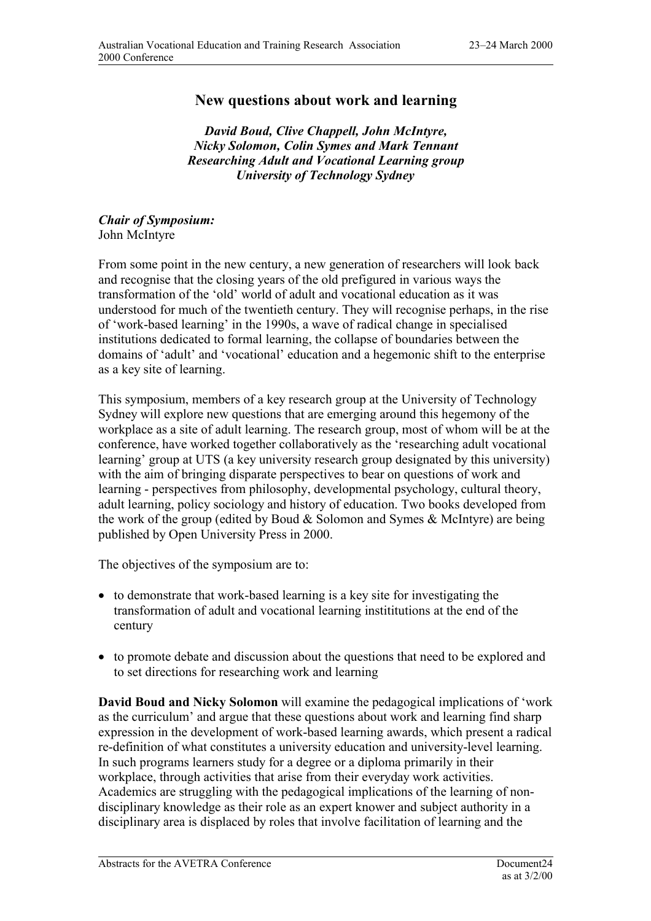# New questions about work and learning

***David Boud, Clive Chappell, John McIntyre, Nicky Solomon, Colin Symes and Mark Tennant***
***Researching Adult and Vocational Learning group***
***University of Technology Sydney***

***Chair of Symposium:***
John McIntyre

From some point in the new century, a new generation of researchers will look back and recognise that the closing years of the old prefigured in various ways the transformation of the 'old' world of adult and vocational education as it was understood for much of the twentieth century. They will recognise perhaps, in the rise of 'work-based learning' in the 1990s, a wave of radical change in specialised institutions dedicated to formal learning, the collapse of boundaries between the domains of 'adult' and 'vocational' education and a hegemonic shift to the enterprise as a key site of learning.

This symposium, members of a key research group at the University of Technology Sydney will explore new questions that are emerging around this hegemony of the workplace as a site of adult learning. The research group, most of whom will be at the conference, have worked together collaboratively as the 'researching adult vocational learning' group at UTS (a key university research group designated by this university) with the aim of bringing disparate perspectives to bear on questions of work and learning - perspectives from philosophy, developmental psychology, cultural theory, adult learning, policy sociology and history of education. Two books developed from the work of the group (edited by Boud & Solomon and Symes & McIntyre) are being published by Open University Press in 2000.

The objectives of the symposium are to:

- to demonstrate that work-based learning is a key site for investigating the transformation of adult and vocational learning instititutions at the end of the century
- to promote debate and discussion about the questions that need to be explored and to set directions for researching work and learning

**David Boud and Nicky Solomon** will examine the pedagogical implications of 'work as the curriculum' and argue that these questions about work and learning find sharp expression in the development of work-based learning awards, which present a radical re-definition of what constitutes a university education and university-level learning. In such programs learners study for a degree or a diploma primarily in their workplace, through activities that arise from their everyday work activities. Academics are struggling with the pedagogical implications of the learning of non-disciplinary knowledge as their role as an expert knower and subject authority in a disciplinary area is displaced by roles that involve facilitation of learning and the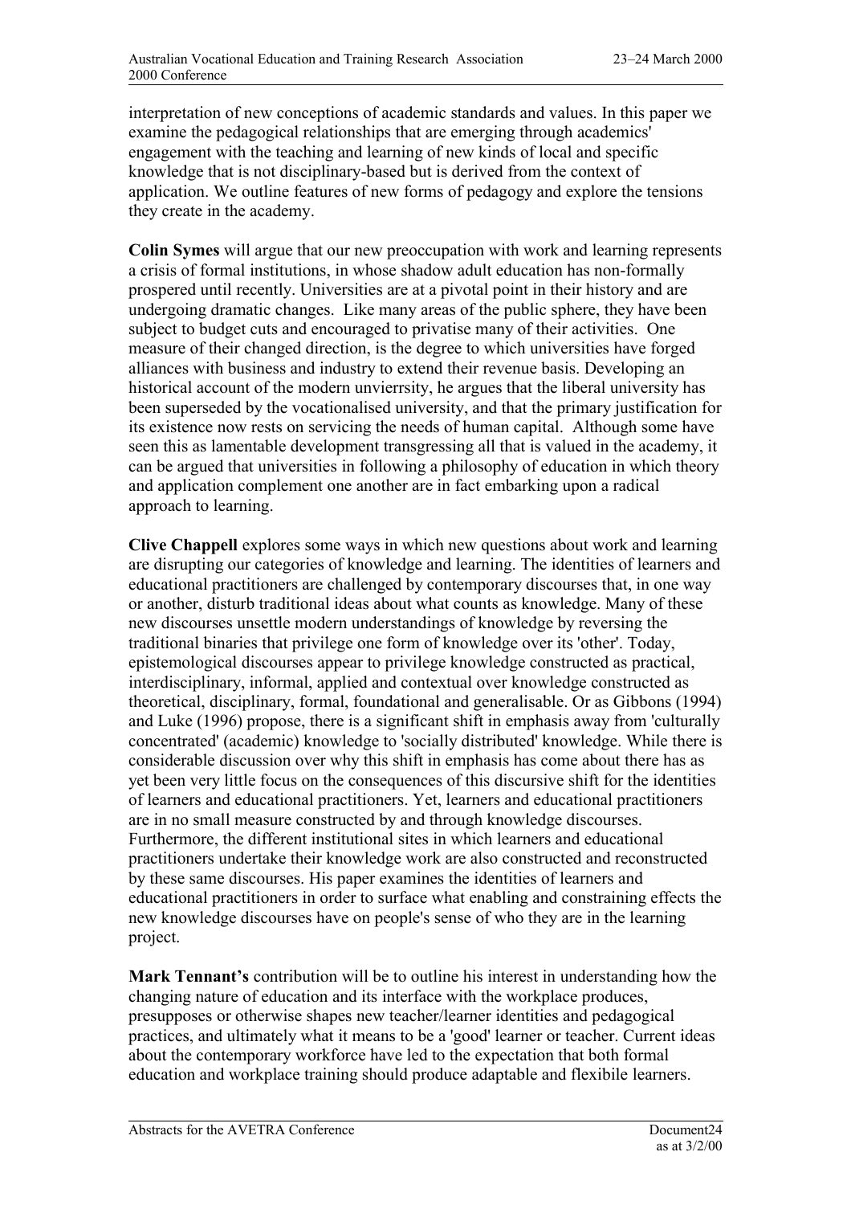interpretation of new conceptions of academic standards and values. In this paper we examine the pedagogical relationships that are emerging through academics' engagement with the teaching and learning of new kinds of local and specific knowledge that is not disciplinary-based but is derived from the context of application. We outline features of new forms of pedagogy and explore the tensions they create in the academy.

**Colin Symes** will argue that our new preoccupation with work and learning represents a crisis of formal institutions, in whose shadow adult education has non-formally prospered until recently. Universities are at a pivotal point in their history and are undergoing dramatic changes. Like many areas of the public sphere, they have been subject to budget cuts and encouraged to privatise many of their activities. One measure of their changed direction, is the degree to which universities have forged alliances with business and industry to extend their revenue basis. Developing an historical account of the modern unvierrsity, he argues that the liberal university has been superseded by the vocationalised university, and that the primary justification for its existence now rests on servicing the needs of human capital. Although some have seen this as lamentable development transgressing all that is valued in the academy, it can be argued that universities in following a philosophy of education in which theory and application complement one another are in fact embarking upon a radical approach to learning.

**Clive Chappell** explores some ways in which new questions about work and learning are disrupting our categories of knowledge and learning. The identities of learners and educational practitioners are challenged by contemporary discourses that, in one way or another, disturb traditional ideas about what counts as knowledge. Many of these new discourses unsettle modern understandings of knowledge by reversing the traditional binaries that privilege one form of knowledge over its 'other'. Today, epistemological discourses appear to privilege knowledge constructed as practical, interdisciplinary, informal, applied and contextual over knowledge constructed as theoretical, disciplinary, formal, foundational and generalisable. Or as Gibbons (1994) and Luke (1996) propose, there is a significant shift in emphasis away from 'culturally concentrated' (academic) knowledge to 'socially distributed' knowledge. While there is considerable discussion over why this shift in emphasis has come about there has as yet been very little focus on the consequences of this discursive shift for the identities of learners and educational practitioners. Yet, learners and educational practitioners are in no small measure constructed by and through knowledge discourses. Furthermore, the different institutional sites in which learners and educational practitioners undertake their knowledge work are also constructed and reconstructed by these same discourses. His paper examines the identities of learners and educational practitioners in order to surface what enabling and constraining effects the new knowledge discourses have on people's sense of who they are in the learning project.

**Mark Tennant's** contribution will be to outline his interest in understanding how the changing nature of education and its interface with the workplace produces, presupposes or otherwise shapes new teacher/learner identities and pedagogical practices, and ultimately what it means to be a 'good' learner or teacher. Current ideas about the contemporary workforce have led to the expectation that both formal education and workplace training should produce adaptable and flexibile learners.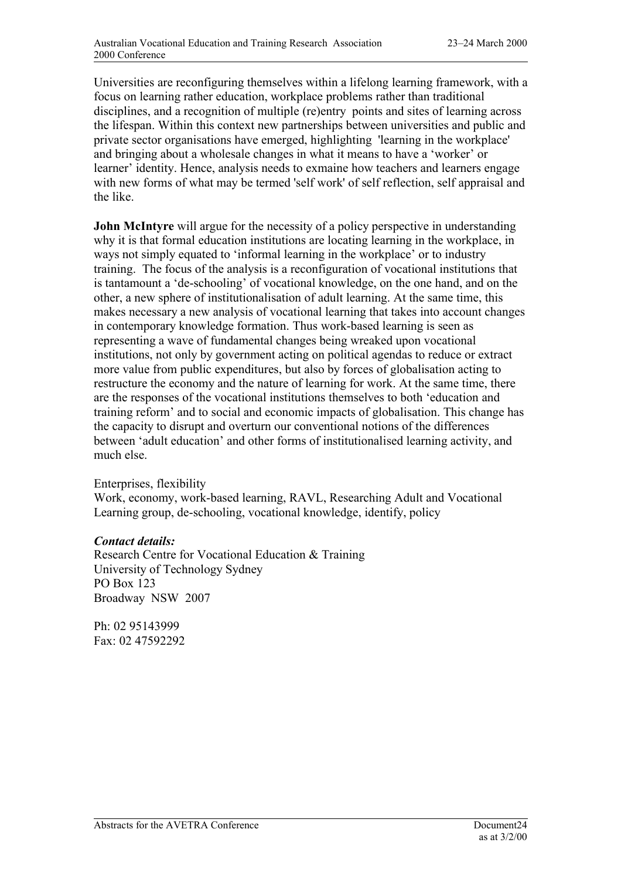Universities are reconfiguring themselves within a lifelong learning framework, with a focus on learning rather education, workplace problems rather than traditional disciplines, and a recognition of multiple (re)entry points and sites of learning across the lifespan. Within this context new partnerships between universities and public and private sector organisations have emerged, highlighting 'learning in the workplace' and bringing about a wholesale changes in what it means to have a 'worker' or learner' identity. Hence, analysis needs to exmaine how teachers and learners engage with new forms of what may be termed 'self work' of self reflection, self appraisal and the like.

**John McIntyre** will argue for the necessity of a policy perspective in understanding why it is that formal education institutions are locating learning in the workplace, in ways not simply equated to 'informal learning in the workplace' or to industry training. The focus of the analysis is a reconfiguration of vocational institutions that is tantamount a 'de-schooling' of vocational knowledge, on the one hand, and on the other, a new sphere of institutionalisation of adult learning. At the same time, this makes necessary a new analysis of vocational learning that takes into account changes in contemporary knowledge formation. Thus work-based learning is seen as representing a wave of fundamental changes being wreaked upon vocational institutions, not only by government acting on political agendas to reduce or extract more value from public expenditures, but also by forces of globalisation acting to restructure the economy and the nature of learning for work. At the same time, there are the responses of the vocational institutions themselves to both 'education and training reform' and to social and economic impacts of globalisation. This change has the capacity to disrupt and overturn our conventional notions of the differences between 'adult education' and other forms of institutionalised learning activity, and much else.

Enterprises, flexibility
Work, economy, work-based learning, RAVL, Researching Adult and Vocational Learning group, de-schooling, vocational knowledge, identify, policy

***Contact details:***
Research Centre for Vocational Education & Training
University of Technology Sydney
PO Box 123
Broadway NSW 2007

Ph: 02 95143999
Fax: 02 47592292